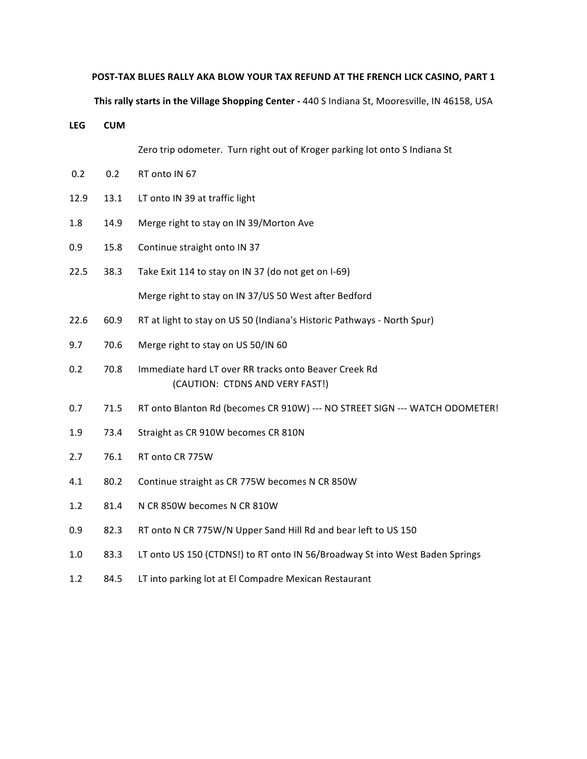**POST-TAX BLUES RALLY AKA BLOW YOUR TAX REFUND AT THE FRENCH LICK CASINO, PART 1**

**This rally starts in the Village Shopping Center -** 440 S Indiana St, Mooresville, IN 46158, USA

| LEG | CUM | |
|---|---|---|
| | | Zero trip odometer. Turn right out of Kroger parking lot onto S Indiana St |
| 0.2 | 0.2 | RT onto IN 67 |
| 12.9 | 13.1 | LT onto IN 39 at traffic light |
| 1.8 | 14.9 | Merge right to stay on IN 39/Morton Ave |
| 0.9 | 15.8 | Continue straight onto IN 37 |
| 22.5 | 38.3 | Take Exit 114 to stay on IN 37 (do not get on I-69) |
| | | Merge right to stay on IN 37/US 50 West after Bedford |
| 22.6 | 60.9 | RT at light to stay on US 50 (Indiana's Historic Pathways - North Spur) |
| 9.7 | 70.6 | Merge right to stay on US 50/IN 60 |
| 0.2 | 70.8 | Immediate hard LT over RR tracks onto Beaver Creek Rd (CAUTION: CTDNS AND VERY FAST!) |
| 0.7 | 71.5 | RT onto Blanton Rd (becomes CR 910W) --- NO STREET SIGN --- WATCH ODOMETER! |
| 1.9 | 73.4 | Straight as CR 910W becomes CR 810N |
| 2.7 | 76.1 | RT onto CR 775W |
| 4.1 | 80.2 | Continue straight as CR 775W becomes N CR 850W |
| 1.2 | 81.4 | N CR 850W becomes N CR 810W |
| 0.9 | 82.3 | RT onto N CR 775W/N Upper Sand Hill Rd and bear left to US 150 |
| 1.0 | 83.3 | LT onto US 150 (CTDNS!) to RT onto IN 56/Broadway St into West Baden Springs |
| 1.2 | 84.5 | LT into parking lot at El Compadre Mexican Restaurant |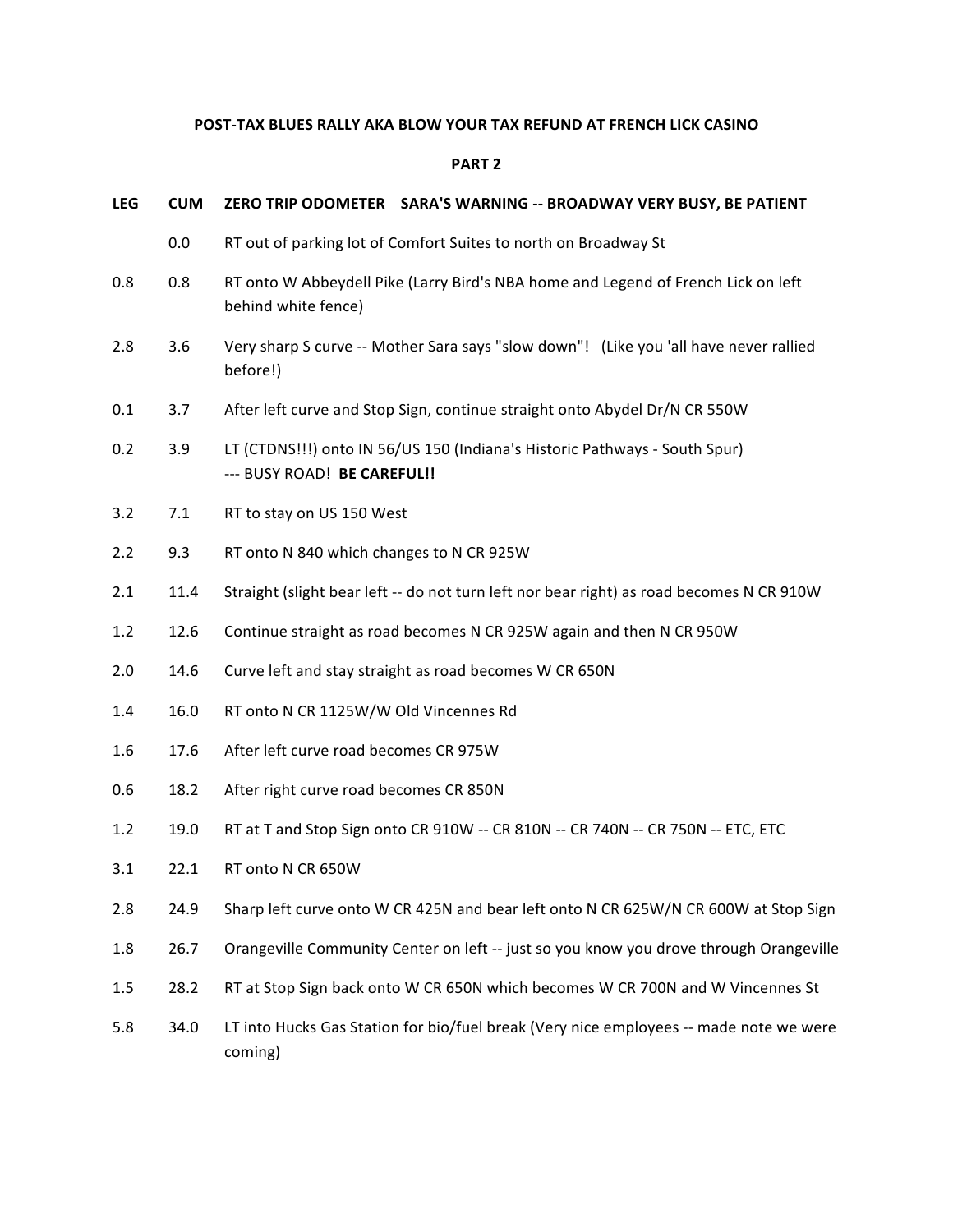**POST-TAX BLUES RALLY AKA BLOW YOUR TAX REFUND AT FRENCH LICK CASINO**

**PART 2**

| LEG | CUM | ZERO TRIP ODOMETER SARA'S WARNING -- BROADWAY VERY BUSY, BE PATIENT |
|---|---|---|
| | 0.0 | RT out of parking lot of Comfort Suites to north on Broadway St |
| 0.8 | 0.8 | RT onto W Abbeydell Pike (Larry Bird's NBA home and Legend of French Lick on left behind white fence) |
| 2.8 | 3.6 | Very sharp S curve -- Mother Sara says "slow down"! (Like you 'all have never rallied before!) |
| 0.1 | 3.7 | After left curve and Stop Sign, continue straight onto Abydel Dr/N CR 550W |
| 0.2 | 3.9 | LT (CTDNS!!!) onto IN 56/US 150 (Indiana's Historic Pathways - South Spur) --- BUSY ROAD! **BE CAREFUL!!** |
| 3.2 | 7.1 | RT to stay on US 150 West |
| 2.2 | 9.3 | RT onto N 840 which changes to N CR 925W |
| 2.1 | 11.4 | Straight (slight bear left -- do not turn left nor bear right) as road becomes N CR 910W |
| 1.2 | 12.6 | Continue straight as road becomes N CR 925W again and then N CR 950W |
| 2.0 | 14.6 | Curve left and stay straight as road becomes W CR 650N |
| 1.4 | 16.0 | RT onto N CR 1125W/W Old Vincennes Rd |
| 1.6 | 17.6 | After left curve road becomes CR 975W |
| 0.6 | 18.2 | After right curve road becomes CR 850N |
| 1.2 | 19.0 | RT at T and Stop Sign onto CR 910W -- CR 810N -- CR 740N -- CR 750N -- ETC, ETC |
| 3.1 | 22.1 | RT onto N CR 650W |
| 2.8 | 24.9 | Sharp left curve onto W CR 425N and bear left onto N CR 625W/N CR 600W at Stop Sign |
| 1.8 | 26.7 | Orangeville Community Center on left -- just so you know you drove through Orangeville |
| 1.5 | 28.2 | RT at Stop Sign back onto W CR 650N which becomes W CR 700N and W Vincennes St |
| 5.8 | 34.0 | LT into Hucks Gas Station for bio/fuel break (Very nice employees -- made note we were coming) |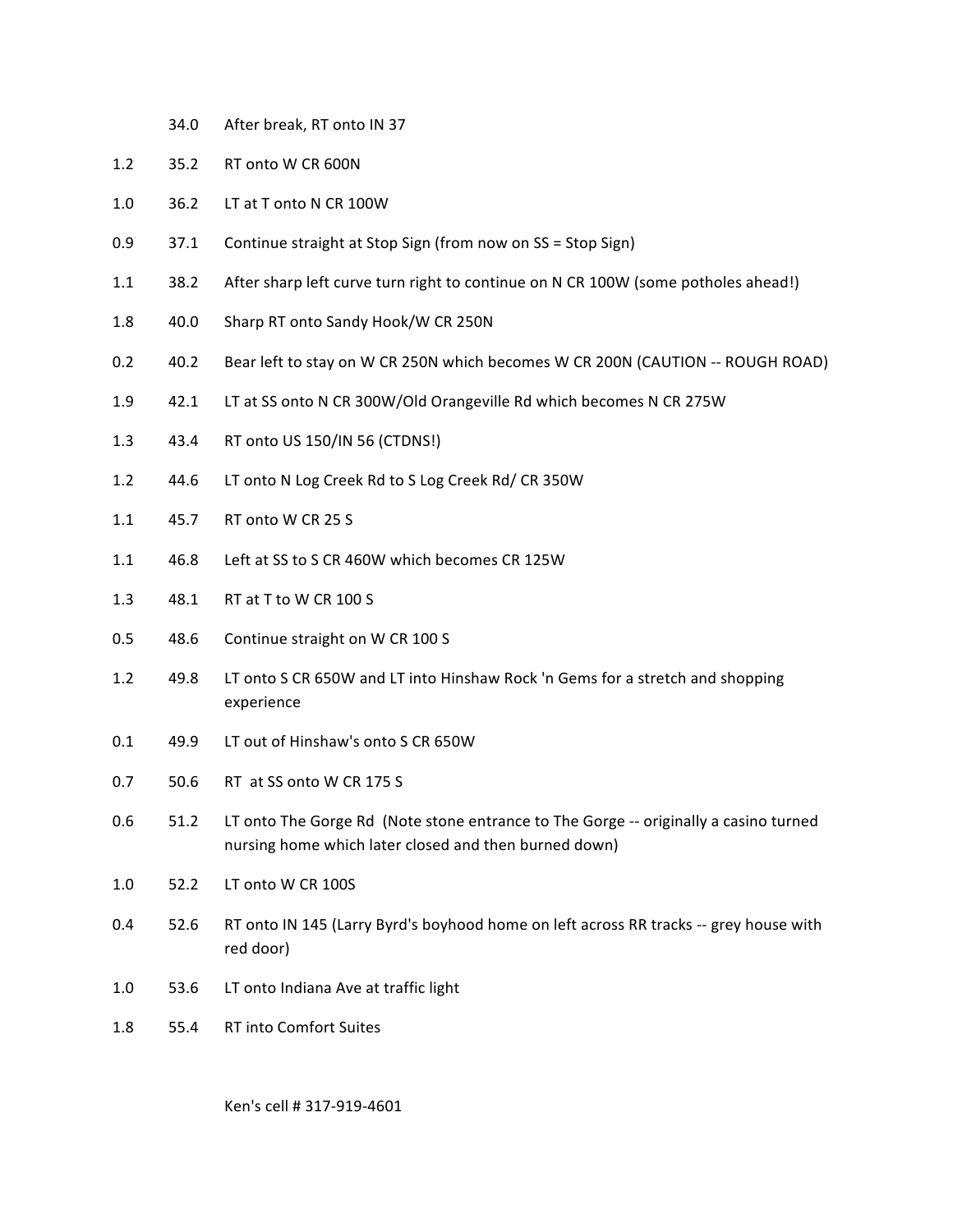| | | |
|---|---|---|
| | 34.0 | After break, RT onto IN 37 |
| 1.2 | 35.2 | RT onto W CR 600N |
| 1.0 | 36.2 | LT at T onto N CR 100W |
| 0.9 | 37.1 | Continue straight at Stop Sign (from now on SS = Stop Sign) |
| 1.1 | 38.2 | After sharp left curve turn right to continue on N CR 100W (some potholes ahead!) |
| 1.8 | 40.0 | Sharp RT onto Sandy Hook/W CR 250N |
| 0.2 | 40.2 | Bear left to stay on W CR 250N which becomes W CR 200N (CAUTION -- ROUGH ROAD) |
| 1.9 | 42.1 | LT at SS onto N CR 300W/Old Orangeville Rd which becomes N CR 275W |
| 1.3 | 43.4 | RT onto US 150/IN 56 (CTDNS!) |
| 1.2 | 44.6 | LT onto N Log Creek Rd to S Log Creek Rd/ CR 350W |
| 1.1 | 45.7 | RT onto W CR 25 S |
| 1.1 | 46.8 | Left at SS to S CR 460W which becomes CR 125W |
| 1.3 | 48.1 | RT at T to W CR 100 S |
| 0.5 | 48.6 | Continue straight on W CR 100 S |
| 1.2 | 49.8 | LT onto S CR 650W and LT into Hinshaw Rock 'n Gems for a stretch and shopping experience |
| 0.1 | 49.9 | LT out of Hinshaw's onto S CR 650W |
| 0.7 | 50.6 | RT at SS onto W CR 175 S |
| 0.6 | 51.2 | LT onto The Gorge Rd (Note stone entrance to The Gorge -- originally a casino turned nursing home which later closed and then burned down) |
| 1.0 | 52.2 | LT onto W CR 100S |
| 0.4 | 52.6 | RT onto IN 145 (Larry Byrd's boyhood home on left across RR tracks -- grey house with red door) |
| 1.0 | 53.6 | LT onto Indiana Ave at traffic light |
| 1.8 | 55.4 | RT into Comfort Suites |

Ken's cell # 317-919-4601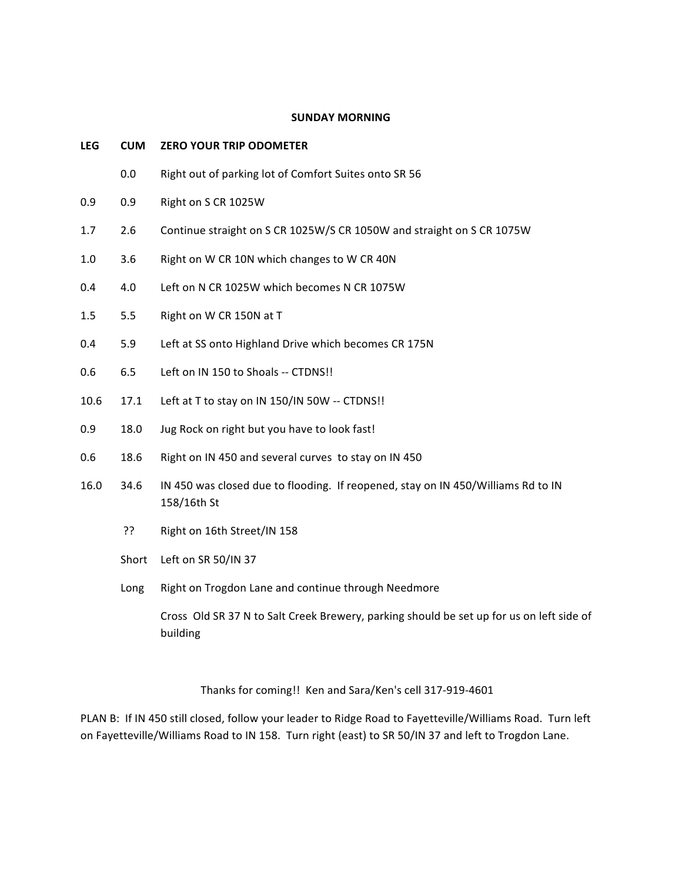## SUNDAY MORNING

| LEG | CUM | ZERO YOUR TRIP ODOMETER |
|---|---|---|
| | 0.0 | Right out of parking lot of Comfort Suites onto SR 56 |
| 0.9 | 0.9 | Right on S CR 1025W |
| 1.7 | 2.6 | Continue straight on S CR 1025W/S CR 1050W and straight on S CR 1075W |
| 1.0 | 3.6 | Right on W CR 10N which changes to W CR 40N |
| 0.4 | 4.0 | Left on N CR 1025W which becomes N CR 1075W |
| 1.5 | 5.5 | Right on W CR 150N at T |
| 0.4 | 5.9 | Left at SS onto Highland Drive which becomes CR 175N |
| 0.6 | 6.5 | Left on IN 150 to Shoals -- CTDNS!! |
| 10.6 | 17.1 | Left at T to stay on IN 150/IN 50W -- CTDNS!! |
| 0.9 | 18.0 | Jug Rock on right but you have to look fast! |
| 0.6 | 18.6 | Right on IN 450 and several curves to stay on IN 450 |
| 16.0 | 34.6 | IN 450 was closed due to flooding. If reopened, stay on IN 450/Williams Rd to IN 158/16th St |
| | ?? | Right on 16th Street/IN 158 |
| | Short | Left on SR 50/IN 37 |
| | Long | Right on Trogdon Lane and continue through Needmore |
| | | Cross Old SR 37 N to Salt Creek Brewery, parking should be set up for us on left side of building |

Thanks for coming!! Ken and Sara/Ken's cell 317-919-4601

PLAN B: If IN 450 still closed, follow your leader to Ridge Road to Fayetteville/Williams Road. Turn left on Fayetteville/Williams Road to IN 158. Turn right (east) to SR 50/IN 37 and left to Trogdon Lane.